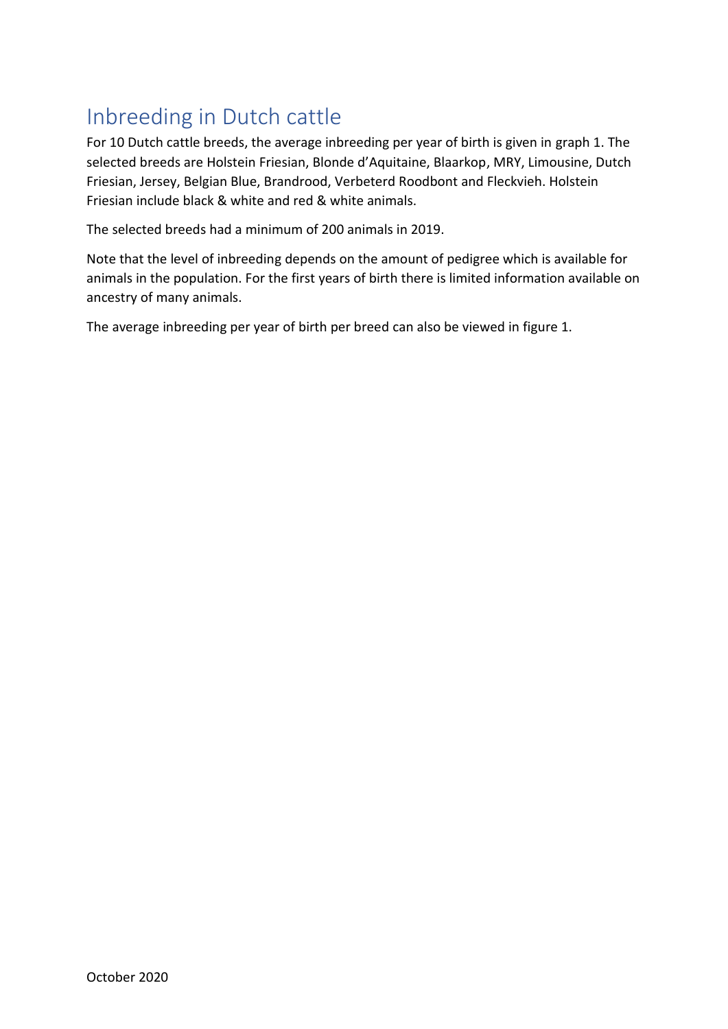# Inbreeding in Dutch cattle

For 10 Dutch cattle breeds, the average inbreeding per year of birth is given in graph 1. The selected breeds are Holstein Friesian, Blonde d'Aquitaine, Blaarkop, MRY, Limousine, Dutch Friesian, Jersey, Belgian Blue, Brandrood, Verbeterd Roodbont and Fleckvieh. Holstein Friesian include black & white and red & white animals.

The selected breeds had a minimum of 200 animals in 2019.

Note that the level of inbreeding depends on the amount of pedigree which is available for animals in the population. For the first years of birth there is limited information available on ancestry of many animals.

The average inbreeding per year of birth per breed can also be viewed in figure 1.

October 2020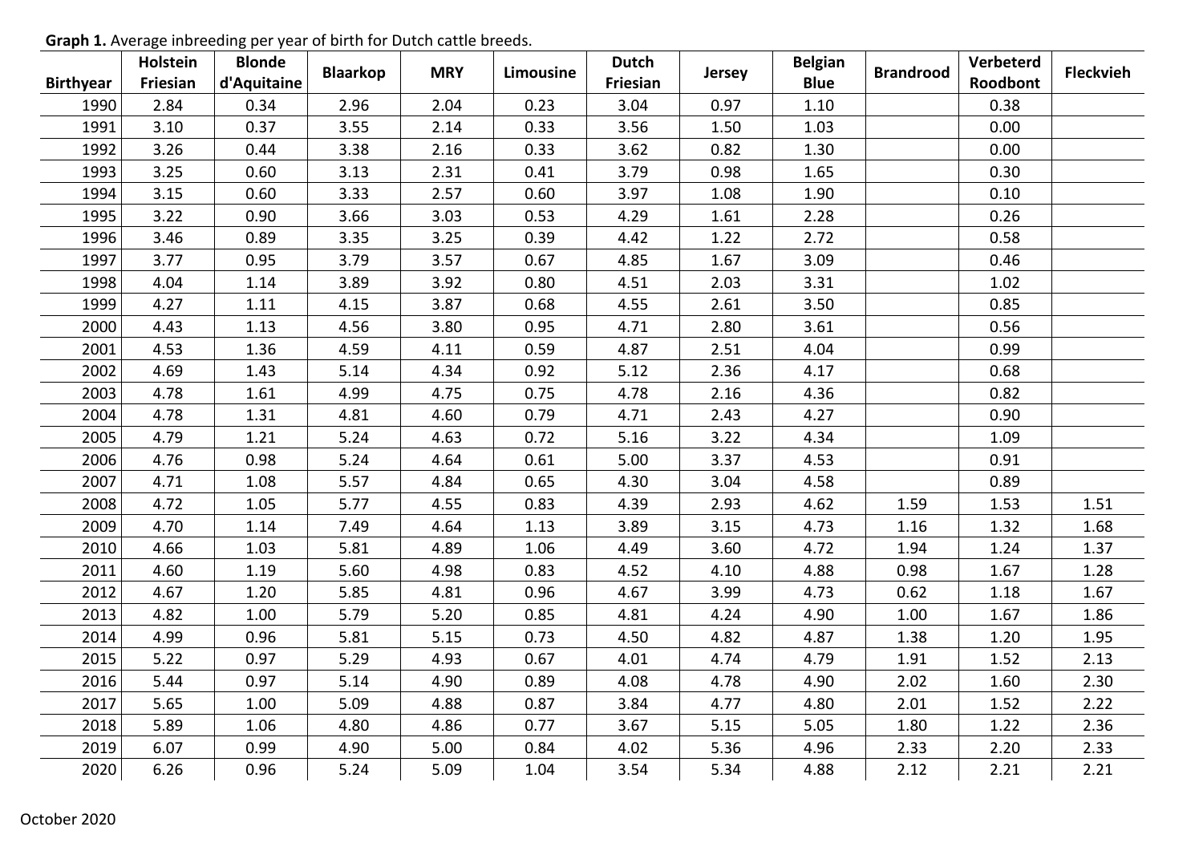**Graph 1.** Average inbreeding per year of birth for Dutch cattle breeds.

| Birthyear | Holstein Friesian | Blonde d'Aquitaine | Blaarkop | MRY | Limousine | Dutch Friesian | Jersey | Belgian Blue | Brandrood | Verbeterd Roodbont | Fleckvieh |
|---|---|---|---|---|---|---|---|---|---|---|---|
| 1990 | 2.84 | 0.34 | 2.96 | 2.04 | 0.23 | 3.04 | 0.97 | 1.10 | | 0.38 | |
| 1991 | 3.10 | 0.37 | 3.55 | 2.14 | 0.33 | 3.56 | 1.50 | 1.03 | | 0.00 | |
| 1992 | 3.26 | 0.44 | 3.38 | 2.16 | 0.33 | 3.62 | 0.82 | 1.30 | | 0.00 | |
| 1993 | 3.25 | 0.60 | 3.13 | 2.31 | 0.41 | 3.79 | 0.98 | 1.65 | | 0.30 | |
| 1994 | 3.15 | 0.60 | 3.33 | 2.57 | 0.60 | 3.97 | 1.08 | 1.90 | | 0.10 | |
| 1995 | 3.22 | 0.90 | 3.66 | 3.03 | 0.53 | 4.29 | 1.61 | 2.28 | | 0.26 | |
| 1996 | 3.46 | 0.89 | 3.35 | 3.25 | 0.39 | 4.42 | 1.22 | 2.72 | | 0.58 | |
| 1997 | 3.77 | 0.95 | 3.79 | 3.57 | 0.67 | 4.85 | 1.67 | 3.09 | | 0.46 | |
| 1998 | 4.04 | 1.14 | 3.89 | 3.92 | 0.80 | 4.51 | 2.03 | 3.31 | | 1.02 | |
| 1999 | 4.27 | 1.11 | 4.15 | 3.87 | 0.68 | 4.55 | 2.61 | 3.50 | | 0.85 | |
| 2000 | 4.43 | 1.13 | 4.56 | 3.80 | 0.95 | 4.71 | 2.80 | 3.61 | | 0.56 | |
| 2001 | 4.53 | 1.36 | 4.59 | 4.11 | 0.59 | 4.87 | 2.51 | 4.04 | | 0.99 | |
| 2002 | 4.69 | 1.43 | 5.14 | 4.34 | 0.92 | 5.12 | 2.36 | 4.17 | | 0.68 | |
| 2003 | 4.78 | 1.61 | 4.99 | 4.75 | 0.75 | 4.78 | 2.16 | 4.36 | | 0.82 | |
| 2004 | 4.78 | 1.31 | 4.81 | 4.60 | 0.79 | 4.71 | 2.43 | 4.27 | | 0.90 | |
| 2005 | 4.79 | 1.21 | 5.24 | 4.63 | 0.72 | 5.16 | 3.22 | 4.34 | | 1.09 | |
| 2006 | 4.76 | 0.98 | 5.24 | 4.64 | 0.61 | 5.00 | 3.37 | 4.53 | | 0.91 | |
| 2007 | 4.71 | 1.08 | 5.57 | 4.84 | 0.65 | 4.30 | 3.04 | 4.58 | | 0.89 | |
| 2008 | 4.72 | 1.05 | 5.77 | 4.55 | 0.83 | 4.39 | 2.93 | 4.62 | 1.59 | 1.53 | 1.51 |
| 2009 | 4.70 | 1.14 | 7.49 | 4.64 | 1.13 | 3.89 | 3.15 | 4.73 | 1.16 | 1.32 | 1.68 |
| 2010 | 4.66 | 1.03 | 5.81 | 4.89 | 1.06 | 4.49 | 3.60 | 4.72 | 1.94 | 1.24 | 1.37 |
| 2011 | 4.60 | 1.19 | 5.60 | 4.98 | 0.83 | 4.52 | 4.10 | 4.88 | 0.98 | 1.67 | 1.28 |
| 2012 | 4.67 | 1.20 | 5.85 | 4.81 | 0.96 | 4.67 | 3.99 | 4.73 | 0.62 | 1.18 | 1.67 |
| 2013 | 4.82 | 1.00 | 5.79 | 5.20 | 0.85 | 4.81 | 4.24 | 4.90 | 1.00 | 1.67 | 1.86 |
| 2014 | 4.99 | 0.96 | 5.81 | 5.15 | 0.73 | 4.50 | 4.82 | 4.87 | 1.38 | 1.20 | 1.95 |
| 2015 | 5.22 | 0.97 | 5.29 | 4.93 | 0.67 | 4.01 | 4.74 | 4.79 | 1.91 | 1.52 | 2.13 |
| 2016 | 5.44 | 0.97 | 5.14 | 4.90 | 0.89 | 4.08 | 4.78 | 4.90 | 2.02 | 1.60 | 2.30 |
| 2017 | 5.65 | 1.00 | 5.09 | 4.88 | 0.87 | 3.84 | 4.77 | 4.80 | 2.01 | 1.52 | 2.22 |
| 2018 | 5.89 | 1.06 | 4.80 | 4.86 | 0.77 | 3.67 | 5.15 | 5.05 | 1.80 | 1.22 | 2.36 |
| 2019 | 6.07 | 0.99 | 4.90 | 5.00 | 0.84 | 4.02 | 5.36 | 4.96 | 2.33 | 2.20 | 2.33 |
| 2020 | 6.26 | 0.96 | 5.24 | 5.09 | 1.04 | 3.54 | 5.34 | 4.88 | 2.12 | 2.21 | 2.21 |

October 2020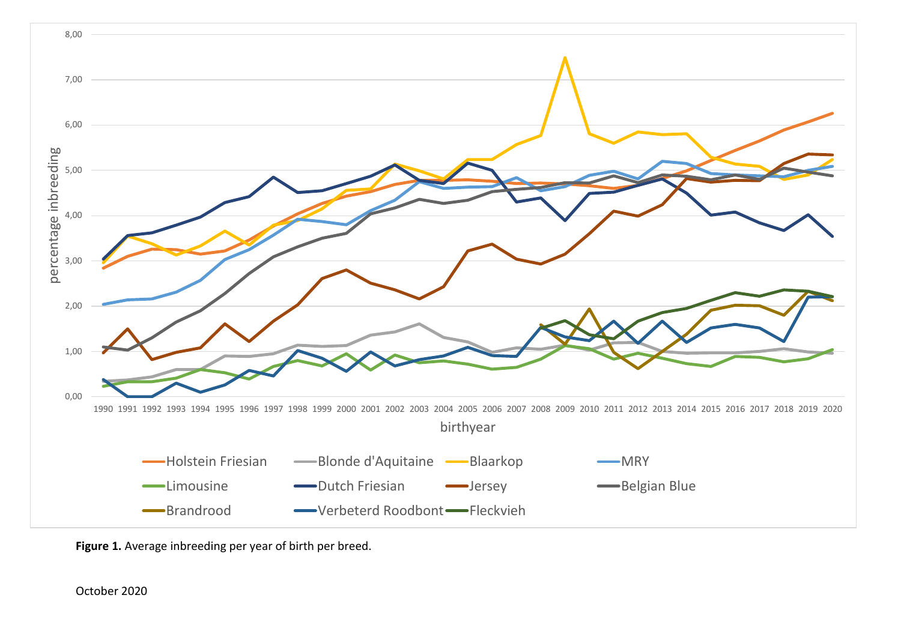8,00

7,00

6,00

5,00

4,00

3,00

2,00

1,00

0,00

percentage inbreeding

1990 1991 1992 1993 1994 1995 1996 1997 1998 1999 2000 2001 2002 2003 2004 2005 2006 2007 2008 2009 2010 2011 2012 2013 2014 2015 2016 2017 2018 2019 2020

birthyear

Holstein Friesian, Blonde d'Aquitaine, Blaarkop, MRY, Limousine, Dutch Friesian, Jersey, Belgian Blue, Brandrood, Verbeterd Roodbont, Fleckvieh

**Figure 1.** Average inbreeding per year of birth per breed.

October 2020